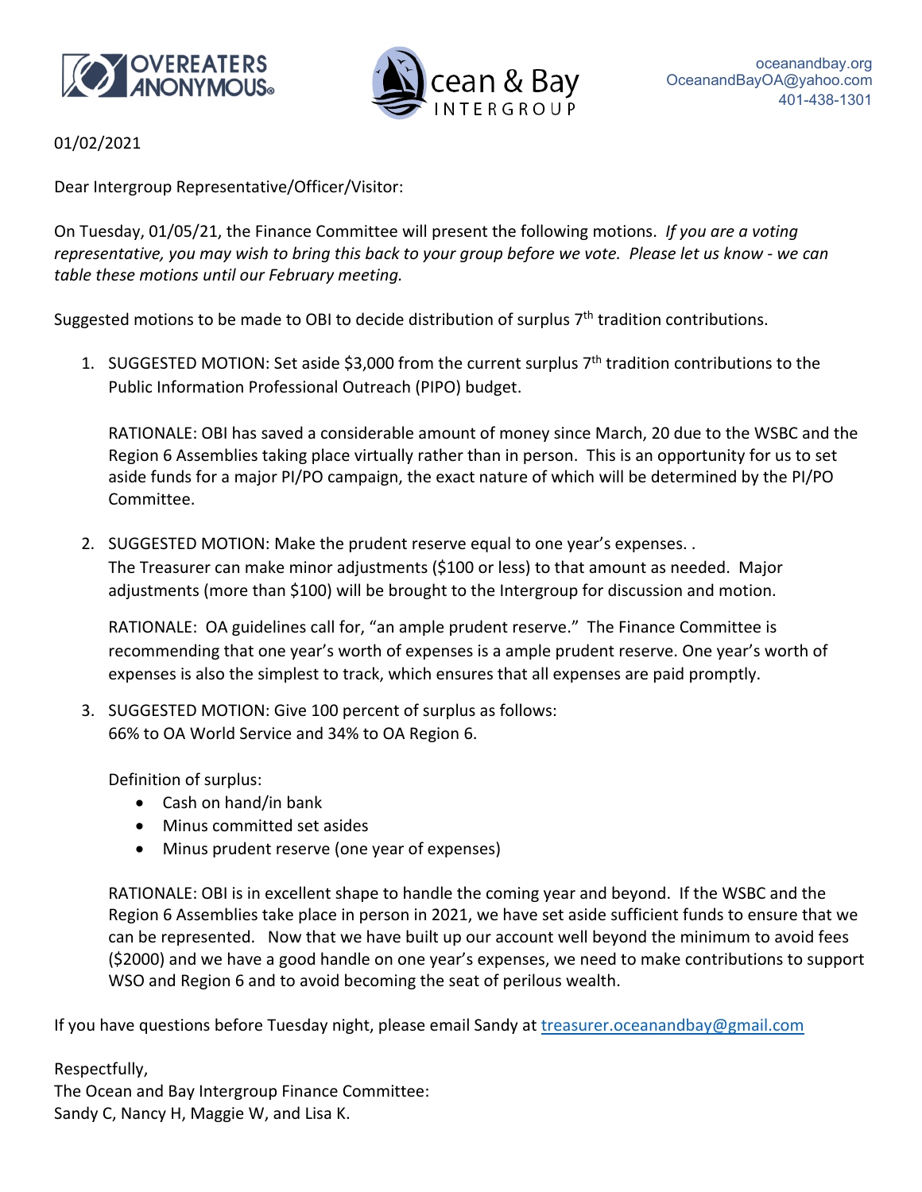OVEREATERS ANONYMOUS®

Ocean & Bay INTERGROUP

oceanandbay.org
OceanandBayOA@yahoo.com
401-438-1301

01/02/2021

Dear Intergroup Representative/Officer/Visitor:

On Tuesday, 01/05/21, the Finance Committee will present the following motions. *If you are a voting representative, you may wish to bring this back to your group before we vote. Please let us know - we can table these motions until our February meeting.*

Suggested motions to be made to OBI to decide distribution of surplus 7th tradition contributions.

1. SUGGESTED MOTION: Set aside $3,000 from the current surplus 7th tradition contributions to the Public Information Professional Outreach (PIPO) budget.

   RATIONALE: OBI has saved a considerable amount of money since March, 20 due to the WSBC and the Region 6 Assemblies taking place virtually rather than in person. This is an opportunity for us to set aside funds for a major PI/PO campaign, the exact nature of which will be determined by the PI/PO Committee.

2. SUGGESTED MOTION: Make the prudent reserve equal to one year's expenses. .
   The Treasurer can make minor adjustments ($100 or less) to that amount as needed. Major adjustments (more than $100) will be brought to the Intergroup for discussion and motion.

   RATIONALE: OA guidelines call for, "an ample prudent reserve." The Finance Committee is recommending that one year's worth of expenses is a ample prudent reserve. One year's worth of expenses is also the simplest to track, which ensures that all expenses are paid promptly.

3. SUGGESTED MOTION: Give 100 percent of surplus as follows:
   66% to OA World Service and 34% to OA Region 6.

   Definition of surplus:
   - Cash on hand/in bank
   - Minus committed set asides
   - Minus prudent reserve (one year of expenses)

   RATIONALE: OBI is in excellent shape to handle the coming year and beyond. If the WSBC and the Region 6 Assemblies take place in person in 2021, we have set aside sufficient funds to ensure that we can be represented. Now that we have built up our account well beyond the minimum to avoid fees ($2000) and we have a good handle on one year's expenses, we need to make contributions to support WSO and Region 6 and to avoid becoming the seat of perilous wealth.

If you have questions before Tuesday night, please email Sandy at treasurer.oceanandbay@gmail.com

Respectfully,
The Ocean and Bay Intergroup Finance Committee:
Sandy C, Nancy H, Maggie W, and Lisa K.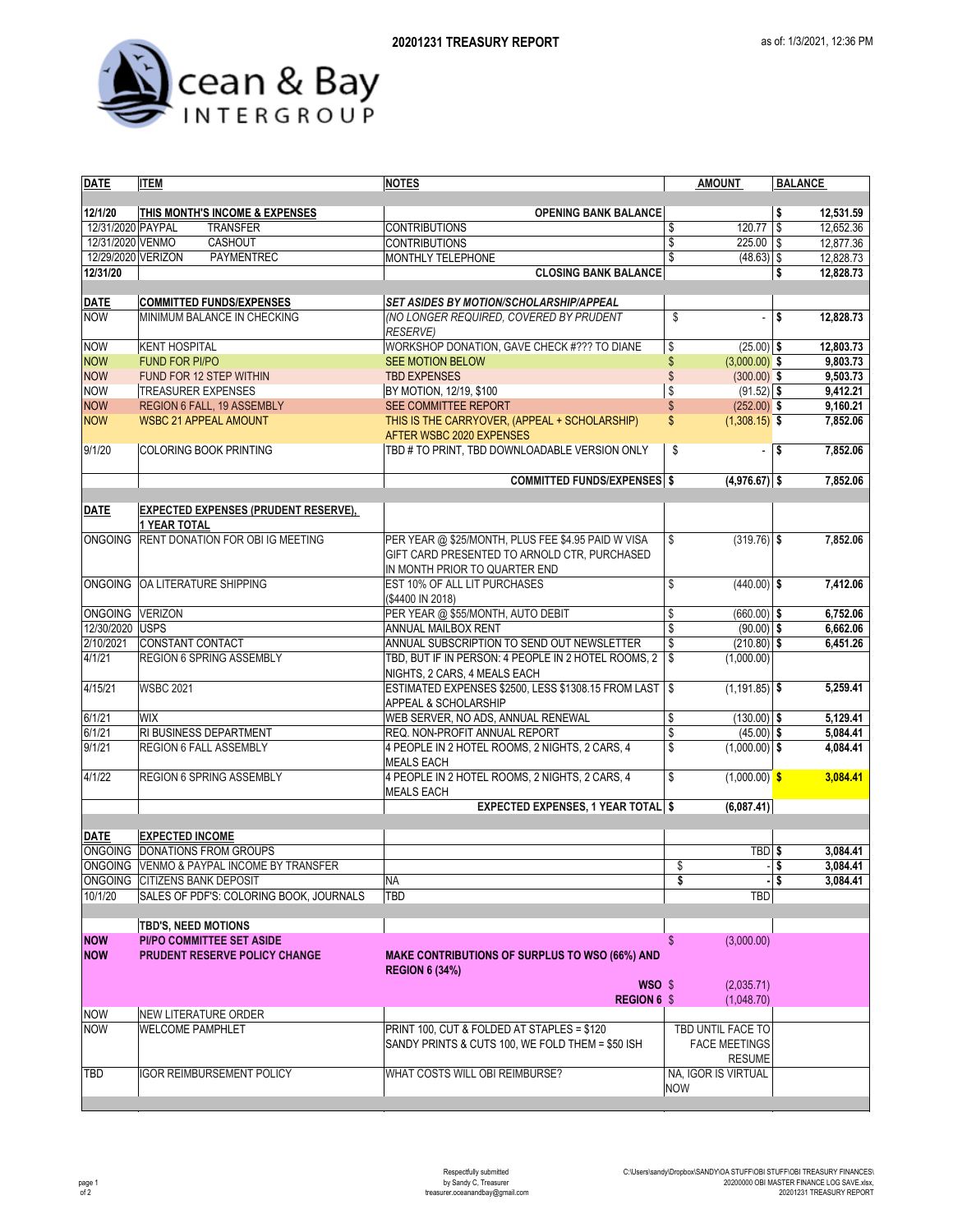# 20201231 TREASURY REPORT

as of: 1/3/2021, 12:36 PM

Ocean & Bay INTERGROUP

| DATE | ITEM | NOTES | AMOUNT | BALANCE |
|---|---|---|---|---|
| 12/1/20 | **THIS MONTH'S INCOME & EXPENSES** | **OPENING BANK BALANCE** | | **$ 12,531.59** |
| 12/31/2020 | PAYPAL TRANSFER | CONTRIBUTIONS | $ 120.77 | $ 12,652.36 |
| 12/31/2020 | VENMO CASHOUT | CONTRIBUTIONS | $ 225.00 | $ 12,877.36 |
| 12/29/2020 | VERIZON PAYMENTREC | MONTHLY TELEPHONE | $ (48.63) | $ 12,828.73 |
| **12/31/20** | | **CLOSING BANK BALANCE** | | **$ 12,828.73** |
| **DATE** | **COMMITTED FUNDS/EXPENSES** | ***SET ASIDES BY MOTION/SCHOLARSHIP/APPEAL*** | | |
| NOW | MINIMUM BALANCE IN CHECKING | *(NO LONGER REQUIRED, COVERED BY PRUDENT RESERVE)* | $ - | **$ 12,828.73** |
| NOW | KENT HOSPITAL | WORKSHOP DONATION, GAVE CHECK #??? TO DIANE | $ (25.00) | $ 12,803.73 |
| NOW | FUND FOR PI/PO | SEE MOTION BELOW | $ (3,000.00) | $ 9,803.73 |
| NOW | FUND FOR 12 STEP WITHIN | TBD EXPENSES | $ (300.00) | $ 9,503.73 |
| NOW | TREASURER EXPENSES | BY MOTION, 12/19, $100 | $ (91.52) | $ 9,412.21 |
| NOW | REGION 6 FALL, 19 ASSEMBLY | SEE COMMITTEE REPORT | $ (252.00) | $ 9,160.21 |
| NOW | WSBC 21 APPEAL AMOUNT | THIS IS THE CARRYOVER, (APPEAL + SCHOLARSHIP) AFTER WSBC 2020 EXPENSES | $ (1,308.15) | $ 7,852.06 |
| 9/1/20 | COLORING BOOK PRINTING | TBD # TO PRINT, TBD DOWNLOADABLE VERSION ONLY | $ - | $ 7,852.06 |
| | | **COMMITTED FUNDS/EXPENSES** | **$ (4,976.67)** | **$ 7,852.06** |
| **DATE** | **EXPECTED EXPENSES (PRUDENT RESERVE), 1 YEAR TOTAL** | | | |
| ONGOING | RENT DONATION FOR OBI IG MEETING | PER YEAR @ $25/MONTH, PLUS FEE $4.95 PAID W VISA GIFT CARD PRESENTED TO ARNOLD CTR, PURCHASED IN MONTH PRIOR TO QUARTER END | $ (319.76) | $ 7,852.06 |
| ONGOING | OA LITERATURE SHIPPING | EST 10% OF ALL LIT PURCHASES ($4400 IN 2018) | $ (440.00) | $ 7,412.06 |
| ONGOING | VERIZON | PER YEAR @ $55/MONTH, AUTO DEBIT | $ (660.00) | $ 6,752.06 |
| 12/30/2020 | USPS | ANNUAL MAILBOX RENT | $ (90.00) | $ 6,662.06 |
| 2/10/2021 | CONSTANT CONTACT | ANNUAL SUBSCRIPTION TO SEND OUT NEWSLETTER | $ (210.80) | $ 6,451.26 |
| 4/1/21 | REGION 6 SPRING ASSEMBLY | TBD, BUT IF IN PERSON: 4 PEOPLE IN 2 HOTEL ROOMS, 2 NIGHTS, 2 CARS, 4 MEALS EACH | $ (1,000.00) | |
| 4/15/21 | WSBC 2021 | ESTIMATED EXPENSES $2500, LESS $1308.15 FROM LAST APPEAL & SCHOLARSHIP | $ (1,191.85) | $ 5,259.41 |
| 6/1/21 | WIX | WEB SERVER, NO ADS, ANNUAL RENEWAL | $ (130.00) | $ 5,129.41 |
| 6/1/21 | RI BUSINESS DEPARTMENT | REQ. NON-PROFIT ANNUAL REPORT | $ (45.00) | $ 5,084.41 |
| 9/1/21 | REGION 6 FALL ASSEMBLY | 4 PEOPLE IN 2 HOTEL ROOMS, 2 NIGHTS, 2 CARS, 4 MEALS EACH | $ (1,000.00) | $ 4,084.41 |
| 4/1/22 | REGION 6 SPRING ASSEMBLY | 4 PEOPLE IN 2 HOTEL ROOMS, 2 NIGHTS, 2 CARS, 4 MEALS EACH | $ (1,000.00) | **$ 3,084.41** |
| | | **EXPECTED EXPENSES, 1 YEAR TOTAL** | **$ (6,087.41)** | |
| **DATE** | **EXPECTED INCOME** | | | |
| ONGOING | DONATIONS FROM GROUPS | | TBD | $ 3,084.41 |
| ONGOING | VENMO & PAYPAL INCOME BY TRANSFER | | $ - | $ 3,084.41 |
| ONGOING | CITIZENS BANK DEPOSIT | NA | $ - | $ 3,084.41 |
| 10/1/20 | SALES OF PDF'S: COLORING BOOK, JOURNALS | TBD | TBD | |
| | **TBD'S, NEED MOTIONS** | | | |
| **NOW** | **PI/PO COMMITTEE SET ASIDE** | | $ (3,000.00) | |
| **NOW** | **PRUDENT RESERVE POLICY CHANGE** | **MAKE CONTRIBUTIONS OF SURPLUS TO WSO (66%) AND REGION 6 (34%)** | | |
| | | **WSO** | $ (2,035.71) | |
| | | **REGION 6** | $ (1,048.70) | |
| NOW | NEW LITERATURE ORDER | | | |
| NOW | WELCOME PAMPHLET | PRINT 100, CUT & FOLDED AT STAPLES = $120 SANDY PRINTS & CUTS 100, WE FOLD THEM = $50 ISH | TBD UNTIL FACE TO FACE MEETINGS RESUME | |
| TBD | IGOR REIMBURSEMENT POLICY | WHAT COSTS WILL OBI REIMBURSE? | NA, IGOR IS VIRTUAL NOW | |

Respectfully submitted
by Sandy C, Treasurer
treasurer.oceanandbay@gmail.com

C:\Users\sandy\Dropbox\SANDY\OA STUFF\OBI STUFF\OBI TREASURY FINANCES\20200000 OBI MASTER FINANCE LOG SAVE.xlsx, 20201231 TREASURY REPORT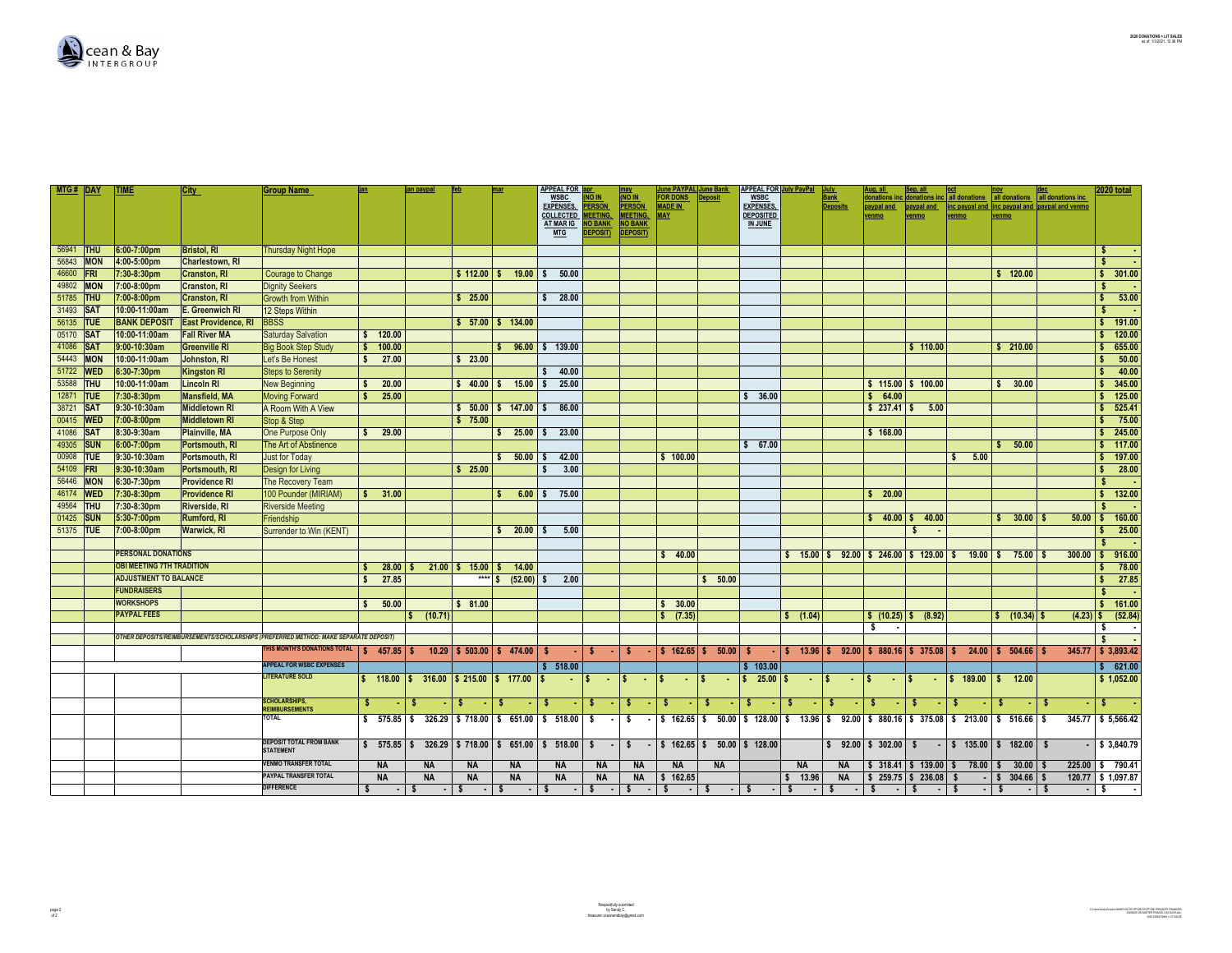Ocean & Bay INTERGROUP

2020 DONATIONS + LIT SALES
as of: 1/3/2021 12:36 PM

| MTG # | DAY | TIME | City | Group Name | jan | jan paypal | feb | mar | APPEAL FOR WSBC EXPENSES, COLLECTED AT MAR IG MTG | apr (NO IN PERSON MEETING, NO BANK DEPOSIT) | may (NO IN PERSON MEETING, NO BANK DEPOSIT) | June PAYPAL FOR DONS MADE IN MAY | June Bank Deposit | APPEAL FOR WSBC EXPENSES, DEPOSITED IN JUNE | July PayPal | July Bank Deposits | Aug, all donations inc paypal and venmo | Sep, all donations inc paypal and venmo | oct all donations inc paypal and venmo | nov all donations inc paypal and venmo | dec all donations inc paypal and venmo | 2020 total |
|---|---|---|---|---|---|---|---|---|---|---|---|---|---|---|---|---|---|---|---|---|---|---|
| 56941 | THU | 6:00-7:00pm | Bristol, RI | Thursday Night Hope | | | | | | | | | | | | | | | | | | $ - |
| 56843 | MON | 4:00-5:00pm | Charlestown, RI | | | | | | | | | | | | | | | | | | | $ - |
| 46600 | FRI | 7:30-8:30pm | Cranston, RI | Courage to Change | | | $ 112.00 | $ 19.00 | $ 50.00 | | | | | | | | | | | $ 120.00 | | $ 301.00 |
| 49802 | MON | 7:00-8:00pm | Cranston, RI | Dignity Seekers | | | | | | | | | | | | | | | | | | $ - |
| 51785 | THU | 7:00-8:00pm | Cranston, RI | Growth from Within | | | $ 25.00 | | $ 28.00 | | | | | | | | | | | | | $ 53.00 |
| 31493 | SAT | 10:00-11:00am | E. Greenwich RI | 12 Steps Within | | | | | | | | | | | | | | | | | | $ - |
| 56135 | TUE | BANK DEPOSIT | East Providence, RI | BBSS | | | $ 57.00 | $ 134.00 | | | | | | | | | | | | | | $ 191.00 |
| 05170 | SAT | 10:00-11:00am | Fall River MA | Saturday Salvation | $ 120.00 | | | | | | | | | | | | | | | | | $ 120.00 |
| 41086 | SAT | 9:00-10:30am | Greenville RI | Big Book Step Study | $ 100.00 | | | $ 96.00 | $ 139.00 | | | | | | | | | $ 110.00 | | $ 210.00 | | $ 655.00 |
| 54443 | MON | 10:00-11:00am | Johnston, RI | Let's Be Honest | $ 27.00 | | $ 23.00 | | | | | | | | | | | | | | | $ 50.00 |
| 51722 | WED | 6:30-7:30pm | Kingston RI | Steps to Serenity | | | | | $ 40.00 | | | | | | | | | | | | | $ 40.00 |
| 53588 | THU | 10:00-11:00am | Lincoln RI | New Beginning | $ 20.00 | | $ 40.00 | $ 15.00 | $ 25.00 | | | | | | | | $ 115.00 | $ 100.00 | | $ 30.00 | | $ 345.00 |
| 12871 | TUE | 7:30-8:30pm | Mansfield, MA | Moving Forward | $ 25.00 | | | | | | | | | $ 36.00 | | | $ 64.00 | | | | | $ 125.00 |
| 38721 | SAT | 9:30-10:30am | Middletown RI | A Room With A View | | | $ 50.00 | $ 147.00 | $ 86.00 | | | | | | | | $ 237.41 | $ 5.00 | | | | $ 525.41 |
| 00415 | WED | 7:00-8:00pm | Middletown RI | Stop & Step | | | $ 75.00 | | | | | | | | | | | | | | | $ 75.00 |
| 41086 | SAT | 8:30-9:30am | Plainville, MA | One Purpose Only | $ 29.00 | | | $ 25.00 | $ 23.00 | | | | | | | | $ 168.00 | | | | | $ 245.00 |
| 49305 | SUN | 6:00-7:00pm | Portsmouth, RI | The Art of Abstinence | | | | | | | | | | $ 67.00 | | | | | | $ 50.00 | | $ 117.00 |
| 00908 | TUE | 9:30-10:30am | Portsmouth, RI | Just for Today | | | | $ 50.00 | $ 42.00 | | | $ 100.00 | | | | | | | $ 5.00 | | | $ 197.00 |
| 54109 | FRI | 9:30-10:30am | Portsmouth, RI | Design for Living | | | $ 25.00 | | $ 3.00 | | | | | | | | | | | | | $ 28.00 |
| 56446 | MON | 6:30-7:30pm | Providence RI | The Recovery Team | | | | | | | | | | | | | | | | | | $ - |
| 46174 | WED | 7:30-8:30pm | Providence RI | 100 Pounder (MIRIAM) | $ 31.00 | | | $ 6.00 | $ 75.00 | | | | | | | | $ 20.00 | | | | | $ 132.00 |
| 49564 | THU | 7:30-8:30pm | Riverside, RI | Riverside Meeting | | | | | | | | | | | | | | | | | | $ - |
| 01425 | SUN | 5:30-7:00pm | Rumford, RI | Friendship | | | | | | | | | | | | | $ 40.00 | $ 40.00 | | $ 30.00 | $ 50.00 | $ 160.00 |
| 51375 | TUE | 7:00-8:00pm | Warwick, RI | Surrender to Win (KENT) | | | | $ 20.00 | $ 5.00 | | | | | | | | | $ - | | | | $ 25.00 |
| | | | | | | | | | | | | | | | | | | | | | | $ - |
| | | PERSONAL DONATIONS | | | | | | | | | | $ 40.00 | | | $ 15.00 | $ 92.00 | $ 246.00 | $ 129.00 | $ 19.00 | $ 75.00 | $ 300.00 | $ 916.00 |
| | | OBI MEETING 7TH TRADITION | | | $ 28.00 | $ 21.00 | $ 15.00 | $ 14.00 | | | | | | | | | | | | | | $ 78.00 |
| | | ADJUSTMENT TO BALANCE | | | $ 27.85 | | **** | $ (52.00) | $ 2.00 | | | | $ 50.00 | | | | | | | | | $ 27.85 |
| | | FUNDRAISERS | | | | | | | | | | | | | | | | | | | | $ - |
| | | WORKSHOPS | | | $ 50.00 | | $ 81.00 | | | | | $ 30.00 | | | | | | | | | | $ 161.00 |
| | | PAYPAL FEES | | | | $ (10.71) | | | | | | $ (7.35) | | | $ (1.04) | | $ (10.25) | $ (8.92) | | $ (10.34) | $ (4.23) | $ (52.84) |
| | | | | | | | | | | | | | | | | | $ - | | | | | $ - |
| | | OTHER DEPOSITS/REIMBURSEMENTS/SCHOLARSHIPS (PREFERRED METHOD: MAKE SEPARATE DEPOSIT) | | | | | | | | | | | | | | | | | | | | $ - |
| | | | | THIS MONTH'S DONATIONS TOTAL | $ 457.85 | $ 10.29 | $ 503.00 | $ 474.00 | $ - | $ - | $ - | $ 162.65 | $ 50.00 | $ - | $ 13.96 | $ 92.00 | $ 880.16 | $ 375.08 | $ 24.00 | $ 504.66 | $ 345.77 | $ 3,893.42 |
| | | | | APPEAL FOR WSBC EXPENSES | | | | | $ 518.00 | | | | | $ 103.00 | | | | | | | | $ 621.00 |
| | | | | LITERATURE SOLD | $ 118.00 | $ 316.00 | $ 215.00 | $ 177.00 | $ - | $ - | $ - | $ - | $ - | $ 25.00 | $ - | $ - | $ - | $ - | $ 189.00 | $ 12.00 | | $ 1,052.00 |
| | | | | SCHOLARSHIPS, REIMBURSEMENTS | $ - | $ - | $ - | $ - | $ - | $ - | $ - | $ - | $ - | $ - | $ - | $ - | $ - | $ - | $ - | $ - | $ - | $ - |
| | | | | TOTAL | $ 575.85 | $ 326.29 | $ 718.00 | $ 651.00 | $ 518.00 | $ - | $ - | $ 162.65 | $ 50.00 | $ 128.00 | $ 13.96 | $ 92.00 | $ 880.16 | $ 375.08 | $ 213.00 | $ 516.66 | $ 345.77 | $ 5,566.42 |
| | | | | DEPOSIT TOTAL FROM BANK STATEMENT | $ 575.85 | $ 326.29 | $ 718.00 | $ 651.00 | $ 518.00 | $ - | $ - | $ 162.65 | $ 50.00 | $ 128.00 | | $ 92.00 | $ 302.00 | $ - | $ 135.00 | $ 182.00 | $ - | $ 3,840.79 |
| | | | | VENMO TRANSFER TOTAL | NA | NA | NA | NA | NA | NA | NA | NA | NA | | NA | NA | $ 318.41 | $ 139.00 | $ 78.00 | $ 30.00 | $ 225.00 | $ 790.41 |
| | | | | PAYPAL TRANSFER TOTAL | NA | NA | NA | NA | NA | NA | NA | $ 162.65 | | | $ 13.96 | NA | $ 259.75 | $ 236.08 | $ - | $ 304.66 | $ 120.77 | $ 1,097.87 |
| | | | | DIFFERENCE | $ - | $ - | $ - | $ - | $ - | $ - | $ - | $ - | $ - | $ - | $ - | $ - | $ - | $ - | $ - | $ - | $ - | $ - |

Respectfully submitted
by Sandy C.
treasurer.oceanandbay@gmail.com